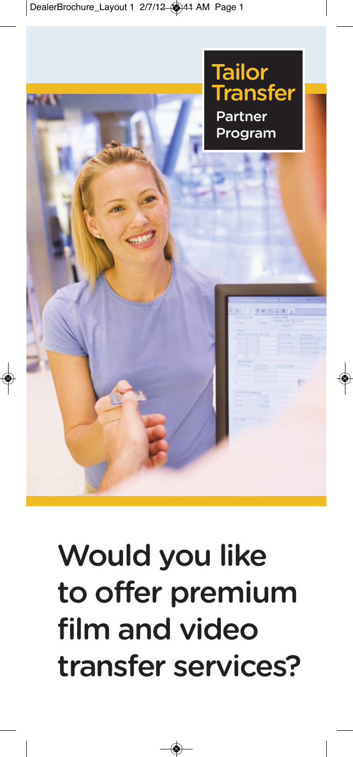# Tailor Transfer

**Partner Program**

## Would you like to offer premium film and video transfer services?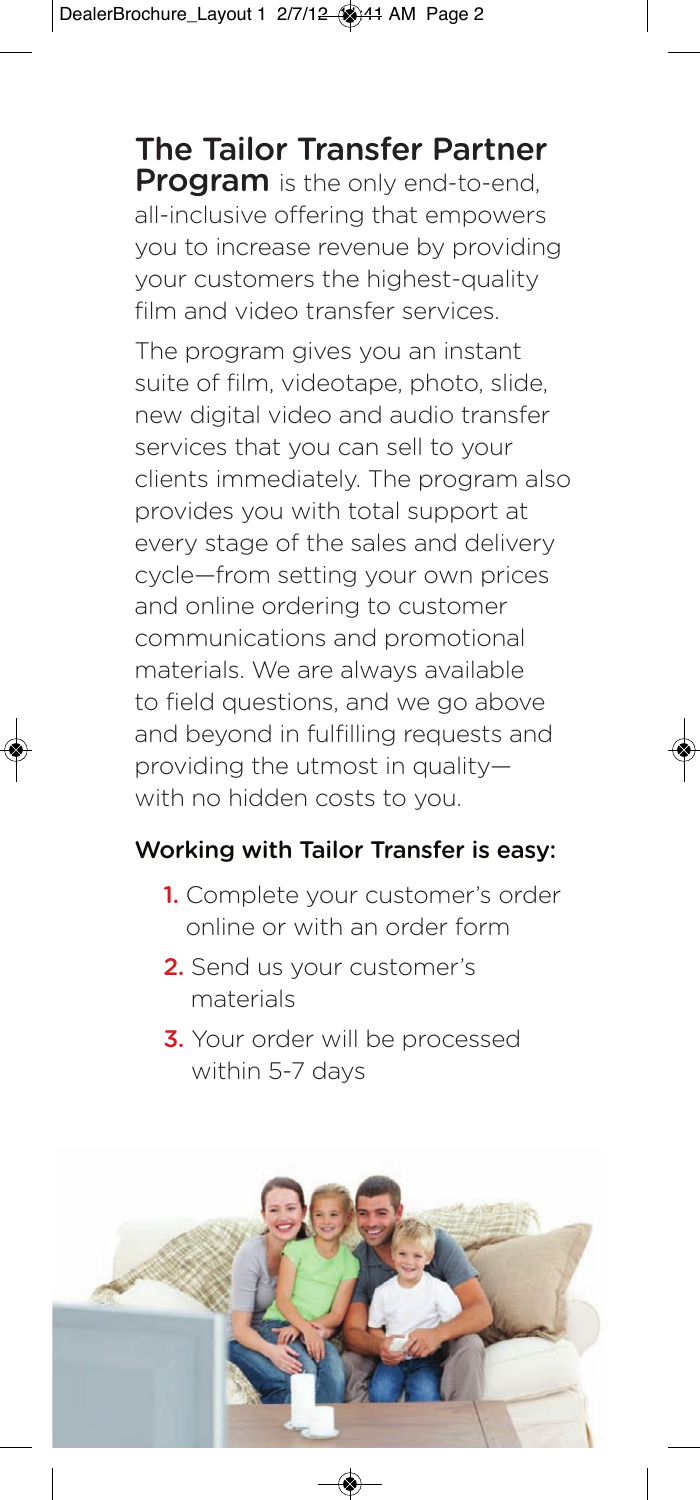## The Tailor Transfer Partner Program

**The Tailor Transfer Partner Program** is the only end-to-end, all-inclusive offering that empowers you to increase revenue by providing your customers the highest-quality film and video transfer services.

The program gives you an instant suite of film, videotape, photo, slide, new digital video and audio transfer services that you can sell to your clients immediately. The program also provides you with total support at every stage of the sales and delivery cycle—from setting your own prices and online ordering to customer communications and promotional materials. We are always available to field questions, and we go above and beyond in fulfilling requests and providing the utmost in quality—with no hidden costs to you.

### Working with Tailor Transfer is easy:

1. Complete your customer's order online or with an order form
2. Send us your customer's materials
3. Your order will be processed within 5-7 days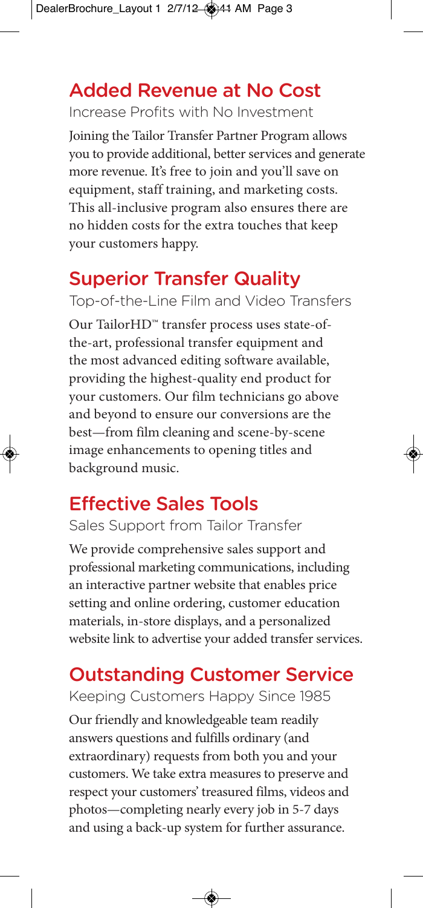## Added Revenue at No Cost

### Increase Profits with No Investment

Joining the Tailor Transfer Partner Program allows you to provide additional, better services and generate more revenue. It's free to join and you'll save on equipment, staff training, and marketing costs. This all-inclusive program also ensures there are no hidden costs for the extra touches that keep your customers happy.

## Superior Transfer Quality

### Top-of-the-Line Film and Video Transfers

Our TailorHD™ transfer process uses state-of-the-art, professional transfer equipment and the most advanced editing software available, providing the highest-quality end product for your customers. Our film technicians go above and beyond to ensure our conversions are the best—from film cleaning and scene-by-scene image enhancements to opening titles and background music.

## Effective Sales Tools

### Sales Support from Tailor Transfer

We provide comprehensive sales support and professional marketing communications, including an interactive partner website that enables price setting and online ordering, customer education materials, in-store displays, and a personalized website link to advertise your added transfer services.

## Outstanding Customer Service

### Keeping Customers Happy Since 1985

Our friendly and knowledgeable team readily answers questions and fulfills ordinary (and extraordinary) requests from both you and your customers. We take extra measures to preserve and respect your customers' treasured films, videos and photos—completing nearly every job in 5-7 days and using a back-up system for further assurance.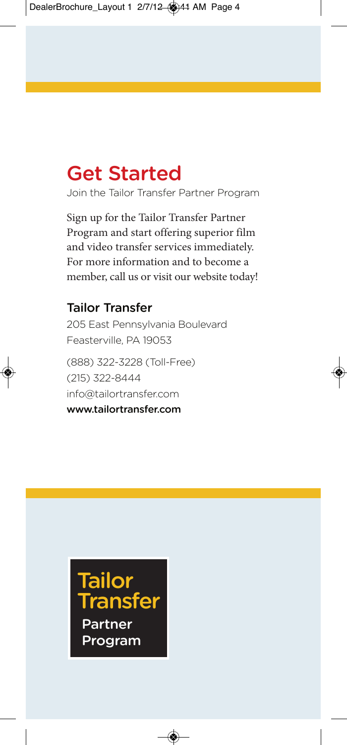# Get Started

Join the Tailor Transfer Partner Program

Sign up for the Tailor Transfer Partner Program and start offering superior film and video transfer services immediately. For more information and to become a member, call us or visit our website today!

## Tailor Transfer

205 East Pennsylvania Boulevard
Feasterville, PA 19053

(888) 322-3228 (Toll-Free)
(215) 322-8444
info@tailortransfer.com
**www.tailortransfer.com**

Tailor Transfer
Partner Program